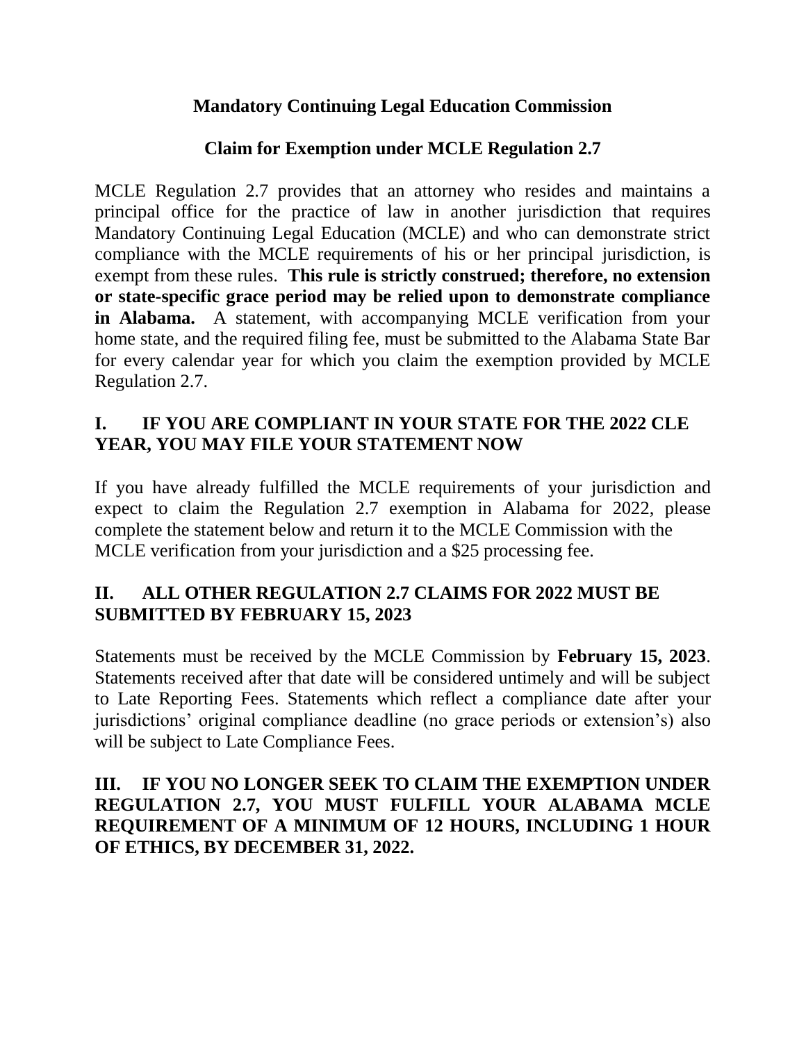# Mandatory Continuing Legal Education Commission

## Claim for Exemption under MCLE Regulation 2.7

MCLE Regulation 2.7 provides that an attorney who resides and maintains a principal office for the practice of law in another jurisdiction that requires Mandatory Continuing Legal Education (MCLE) and who can demonstrate strict compliance with the MCLE requirements of his or her principal jurisdiction, is exempt from these rules. **This rule is strictly construed; therefore, no extension or state-specific grace period may be relied upon to demonstrate compliance in Alabama.** A statement, with accompanying MCLE verification from your home state, and the required filing fee, must be submitted to the Alabama State Bar for every calendar year for which you claim the exemption provided by MCLE Regulation 2.7.

### I. IF YOU ARE COMPLIANT IN YOUR STATE FOR THE 2022 CLE YEAR, YOU MAY FILE YOUR STATEMENT NOW

If you have already fulfilled the MCLE requirements of your jurisdiction and expect to claim the Regulation 2.7 exemption in Alabama for 2022, please complete the statement below and return it to the MCLE Commission with the MCLE verification from your jurisdiction and a $25 processing fee.

### II. ALL OTHER REGULATION 2.7 CLAIMS FOR 2022 MUST BE SUBMITTED BY FEBRUARY 15, 2023

Statements must be received by the MCLE Commission by **February 15, 2023**. Statements received after that date will be considered untimely and will be subject to Late Reporting Fees. Statements which reflect a compliance date after your jurisdictions' original compliance deadline (no grace periods or extension's) also will be subject to Late Compliance Fees.

### III. IF YOU NO LONGER SEEK TO CLAIM THE EXEMPTION UNDER REGULATION 2.7, YOU MUST FULFILL YOUR ALABAMA MCLE REQUIREMENT OF A MINIMUM OF 12 HOURS, INCLUDING 1 HOUR OF ETHICS, BY DECEMBER 31, 2022.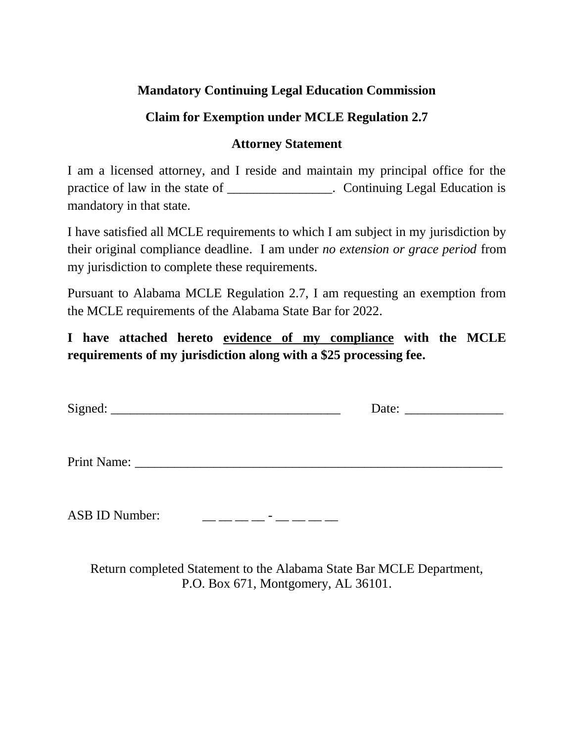**Mandatory Continuing Legal Education Commission**

**Claim for Exemption under MCLE Regulation 2.7**

**Attorney Statement**

I am a licensed attorney, and I reside and maintain my principal office for the practice of law in the state of ________________. Continuing Legal Education is mandatory in that state.

I have satisfied all MCLE requirements to which I am subject in my jurisdiction by their original compliance deadline. I am under *no extension or grace period* from my jurisdiction to complete these requirements.

Pursuant to Alabama MCLE Regulation 2.7, I am requesting an exemption from the MCLE requirements of the Alabama State Bar for 2022.

**I have attached hereto <u>evidence of my compliance</u> with the MCLE requirements of my jurisdiction along with a $25 processing fee.**

Signed: ___________________________________ Date: _______________

Print Name: ________________________________________________________

ASB ID Number: __ __ __ __ - __ __ __ __

Return completed Statement to the Alabama State Bar MCLE Department,
P.O. Box 671, Montgomery, AL 36101.